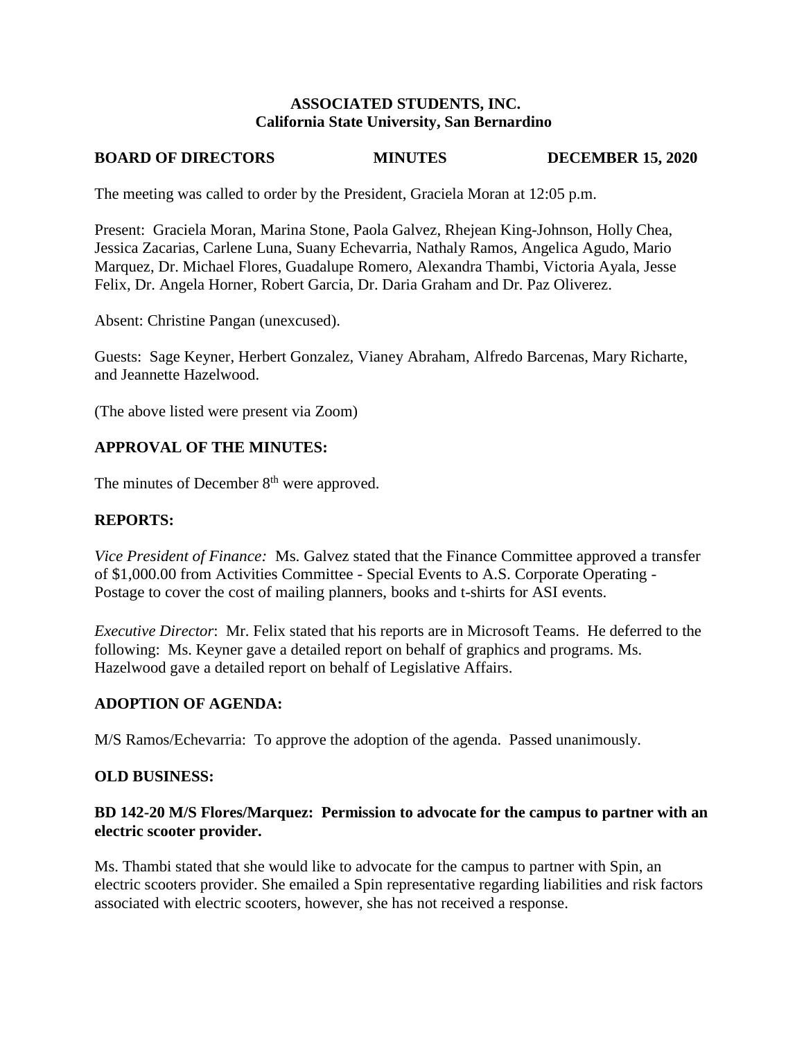**ASSOCIATED STUDENTS, INC.**
**California State University, San Bernardino**

**BOARD OF DIRECTORS MINUTES DECEMBER 15, 2020**

The meeting was called to order by the President, Graciela Moran at 12:05 p.m.

Present: Graciela Moran, Marina Stone, Paola Galvez, Rhejean King-Johnson, Holly Chea, Jessica Zacarias, Carlene Luna, Suany Echevarria, Nathaly Ramos, Angelica Agudo, Mario Marquez, Dr. Michael Flores, Guadalupe Romero, Alexandra Thambi, Victoria Ayala, Jesse Felix, Dr. Angela Horner, Robert Garcia, Dr. Daria Graham and Dr. Paz Oliverez.

Absent: Christine Pangan (unexcused).

Guests: Sage Keyner, Herbert Gonzalez, Vianey Abraham, Alfredo Barcenas, Mary Richarte, and Jeannette Hazelwood.

(The above listed were present via Zoom)

## APPROVAL OF THE MINUTES:

The minutes of December 8th were approved.

## REPORTS:

*Vice President of Finance:* Ms. Galvez stated that the Finance Committee approved a transfer of $1,000.00 from Activities Committee - Special Events to A.S. Corporate Operating - Postage to cover the cost of mailing planners, books and t-shirts for ASI events.

*Executive Director*: Mr. Felix stated that his reports are in Microsoft Teams. He deferred to the following: Ms. Keyner gave a detailed report on behalf of graphics and programs. Ms. Hazelwood gave a detailed report on behalf of Legislative Affairs.

## ADOPTION OF AGENDA:

M/S Ramos/Echevarria: To approve the adoption of the agenda. Passed unanimously.

## OLD BUSINESS:

### BD 142-20 M/S Flores/Marquez: Permission to advocate for the campus to partner with an electric scooter provider.

Ms. Thambi stated that she would like to advocate for the campus to partner with Spin, an electric scooters provider. She emailed a Spin representative regarding liabilities and risk factors associated with electric scooters, however, she has not received a response.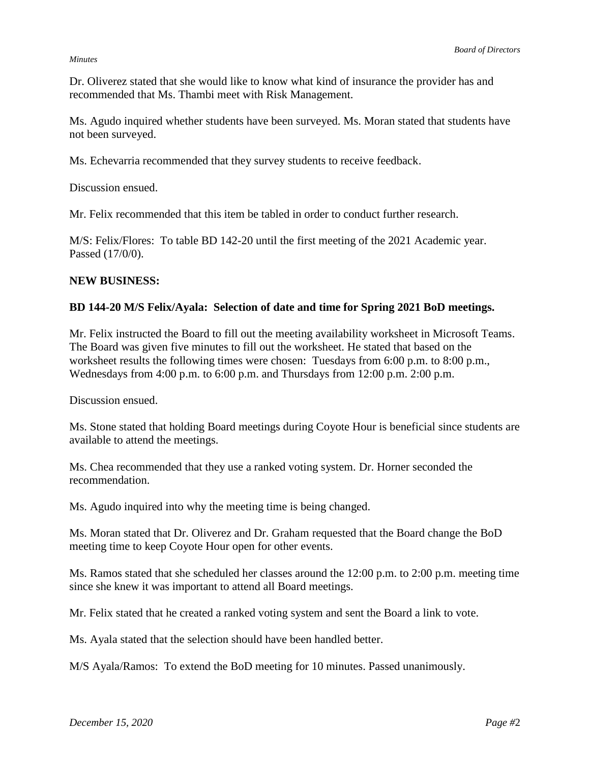Dr. Oliverez stated that she would like to know what kind of insurance the provider has and recommended that Ms. Thambi meet with Risk Management.

Ms. Agudo inquired whether students have been surveyed. Ms. Moran stated that students have not been surveyed.

Ms. Echevarria recommended that they survey students to receive feedback.

Discussion ensued.

Mr. Felix recommended that this item be tabled in order to conduct further research.

M/S: Felix/Flores: To table BD 142-20 until the first meeting of the 2021 Academic year. Passed (17/0/0).

**NEW BUSINESS:**

**BD 144-20 M/S Felix/Ayala: Selection of date and time for Spring 2021 BoD meetings.**

Mr. Felix instructed the Board to fill out the meeting availability worksheet in Microsoft Teams. The Board was given five minutes to fill out the worksheet. He stated that based on the worksheet results the following times were chosen: Tuesdays from 6:00 p.m. to 8:00 p.m., Wednesdays from 4:00 p.m. to 6:00 p.m. and Thursdays from 12:00 p.m. 2:00 p.m.

Discussion ensued.

Ms. Stone stated that holding Board meetings during Coyote Hour is beneficial since students are available to attend the meetings.

Ms. Chea recommended that they use a ranked voting system. Dr. Horner seconded the recommendation.

Ms. Agudo inquired into why the meeting time is being changed.

Ms. Moran stated that Dr. Oliverez and Dr. Graham requested that the Board change the BoD meeting time to keep Coyote Hour open for other events.

Ms. Ramos stated that she scheduled her classes around the 12:00 p.m. to 2:00 p.m. meeting time since she knew it was important to attend all Board meetings.

Mr. Felix stated that he created a ranked voting system and sent the Board a link to vote.

Ms. Ayala stated that the selection should have been handled better.

M/S Ayala/Ramos: To extend the BoD meeting for 10 minutes. Passed unanimously.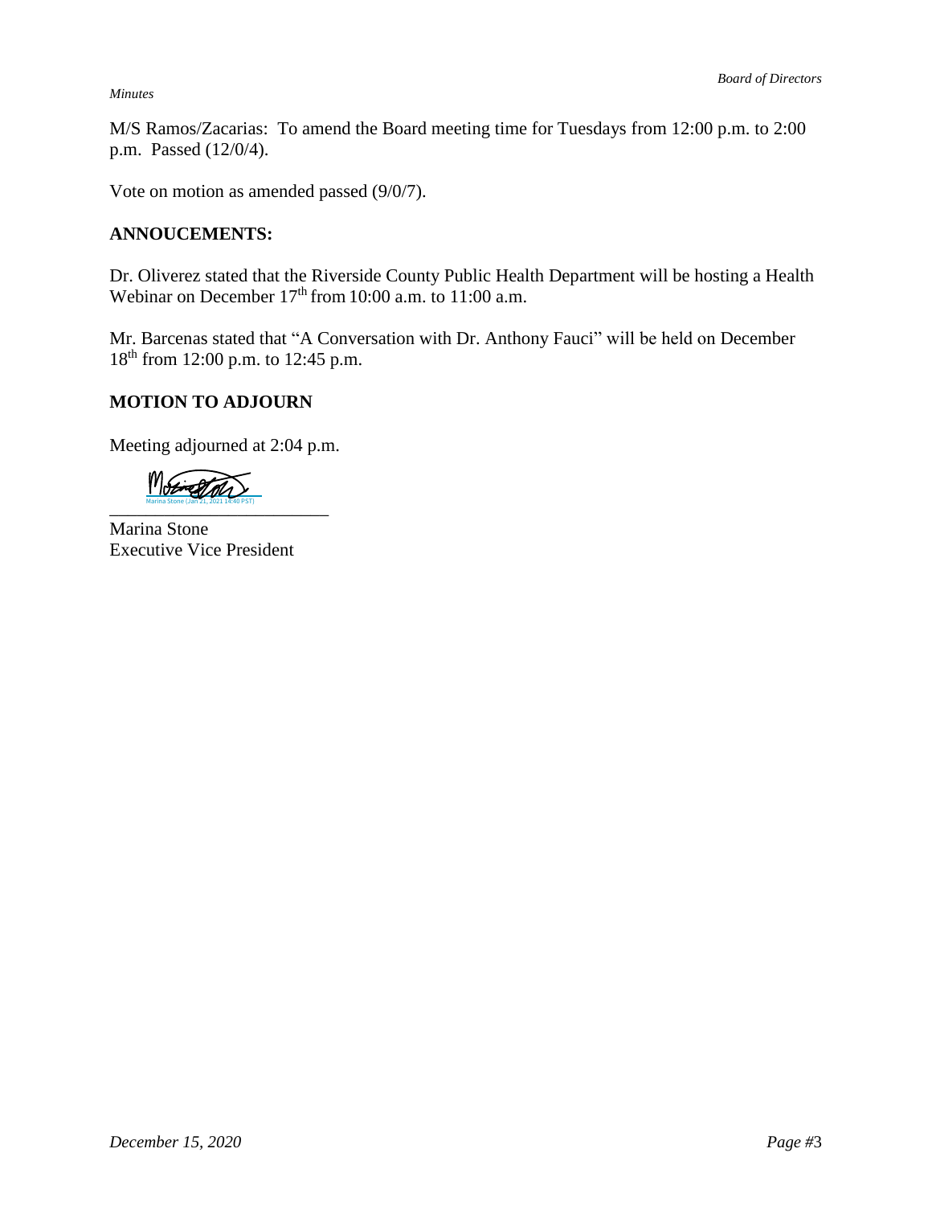M/S Ramos/Zacarias: To amend the Board meeting time for Tuesdays from 12:00 p.m. to 2:00 p.m. Passed (12/0/4).

Vote on motion as amended passed (9/0/7).

## ANNOUCEMENTS:

Dr. Oliverez stated that the Riverside County Public Health Department will be hosting a Health Webinar on December 17th from 10:00 a.m. to 11:00 a.m.

Mr. Barcenas stated that "A Conversation with Dr. Anthony Fauci" will be held on December 18th from 12:00 p.m. to 12:45 p.m.

## MOTION TO ADJOURN

Meeting adjourned at 2:04 p.m.

Marina Stone (Jan 21, 2021 14:40 PST)

\_\_\_\_\_\_\_\_\_\_\_\_\_\_\_\_\_\_\_\_\_\_\_\_\_\_

Marina Stone
Executive Vice President